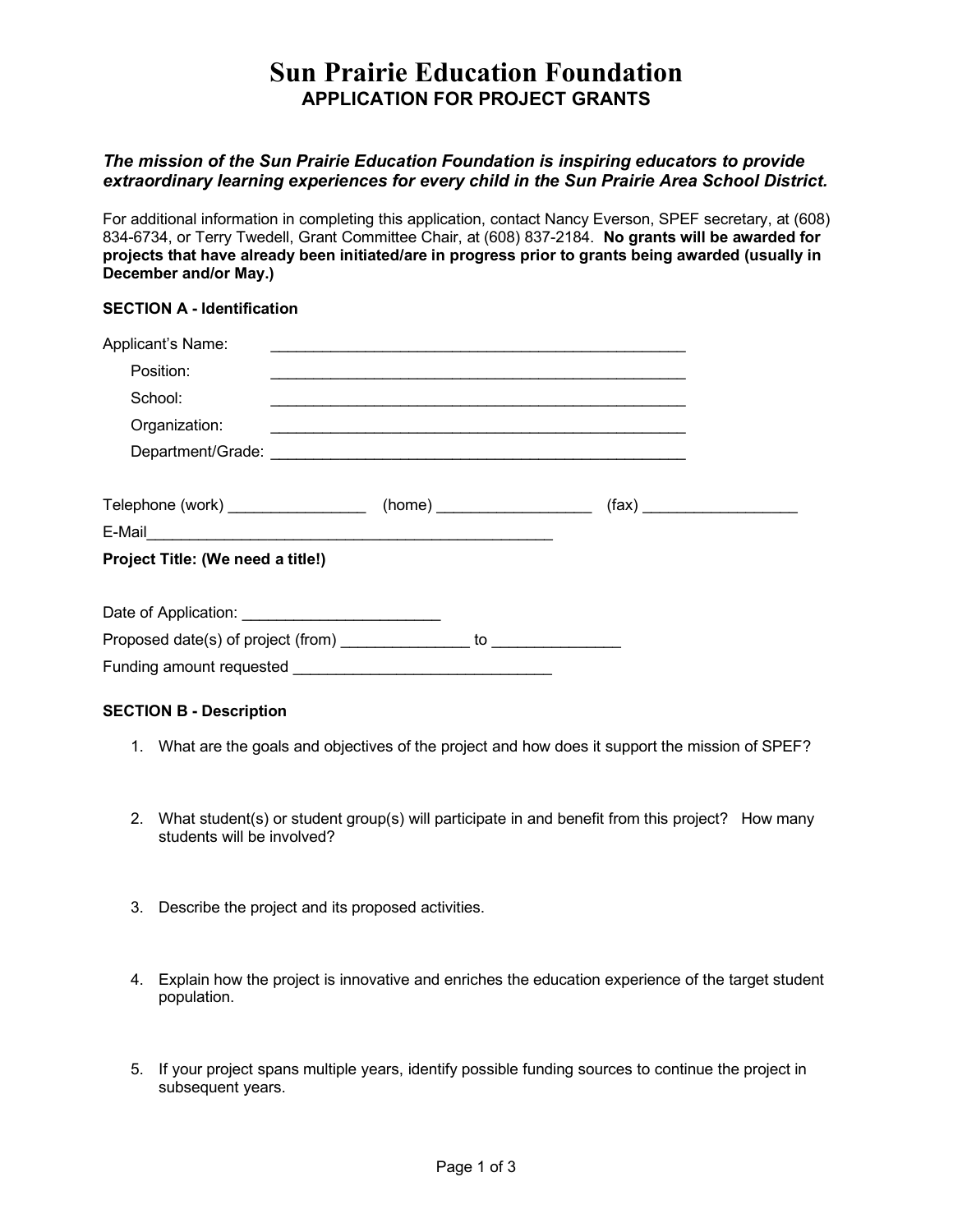# Sun Prairie Education Foundation

## APPLICATION FOR PROJECT GRANTS

***The mission of the Sun Prairie Education Foundation is inspiring educators to provide extraordinary learning experiences for every child in the Sun Prairie Area School District.***

For additional information in completing this application, contact Nancy Everson, SPEF secretary, at (608) 834-6734, or Terry Twedell, Grant Committee Chair, at (608) 837-2184. **No grants will be awarded for projects that have already been initiated/are in progress prior to grants being awarded (usually in December and/or May.)**

**SECTION A - Identification**

Applicant's Name: ______________________________________________

Position: ______________________________________________

School: ______________________________________________

Organization: ______________________________________________

Department/Grade: ______________________________________________

Telephone (work) ________________ (home) __________________ (fax) __________________

E-Mail_______________________________________________

**Project Title: (We need a title!)**

Date of Application: _______________________

Proposed date(s) of project (from) _______________ to _______________

Funding amount requested ______________________________

**SECTION B - Description**

1. What are the goals and objectives of the project and how does it support the mission of SPEF?

2. What student(s) or student group(s) will participate in and benefit from this project? How many students will be involved?

3. Describe the project and its proposed activities.

4. Explain how the project is innovative and enriches the education experience of the target student population.

5. If your project spans multiple years, identify possible funding sources to continue the project in subsequent years.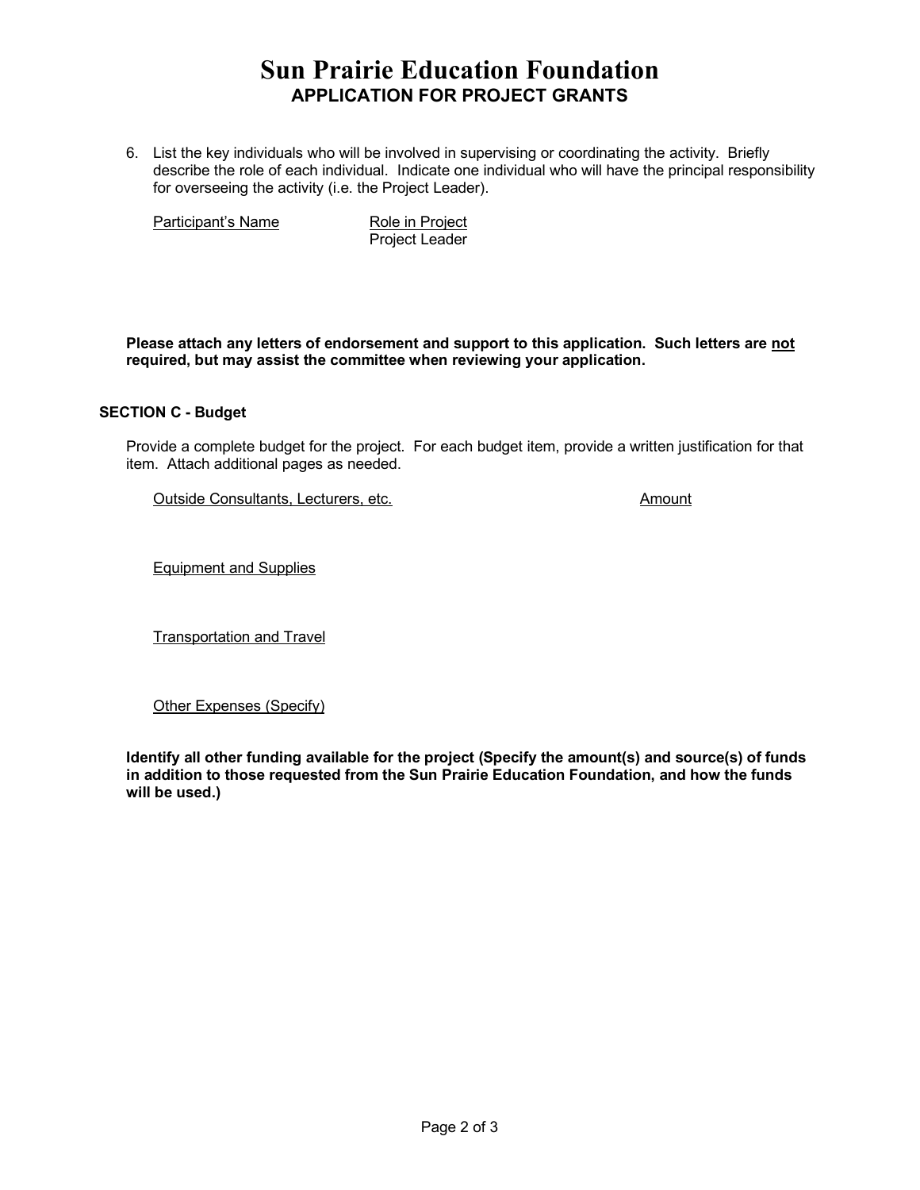# Sun Prairie Education Foundation
## APPLICATION FOR PROJECT GRANTS

6. List the key individuals who will be involved in supervising or coordinating the activity. Briefly describe the role of each individual. Indicate one individual who will have the principal responsibility for overseeing the activity (i.e. the Project Leader).

| Participant's Name | Role in Project |
|---|---|
| | Project Leader |

**Please attach any letters of endorsement and support to this application. Such letters are not required, but may assist the committee when reviewing your application.**

### SECTION C - Budget

Provide a complete budget for the project. For each budget item, provide a written justification for that item. Attach additional pages as needed.

| Outside Consultants, Lecturers, etc. | Amount |
|---|---|
| Equipment and Supplies | |
| Transportation and Travel | |
| Other Expenses (Specify) | |

**Identify all other funding available for the project (Specify the amount(s) and source(s) of funds in addition to those requested from the Sun Prairie Education Foundation, and how the funds will be used.)**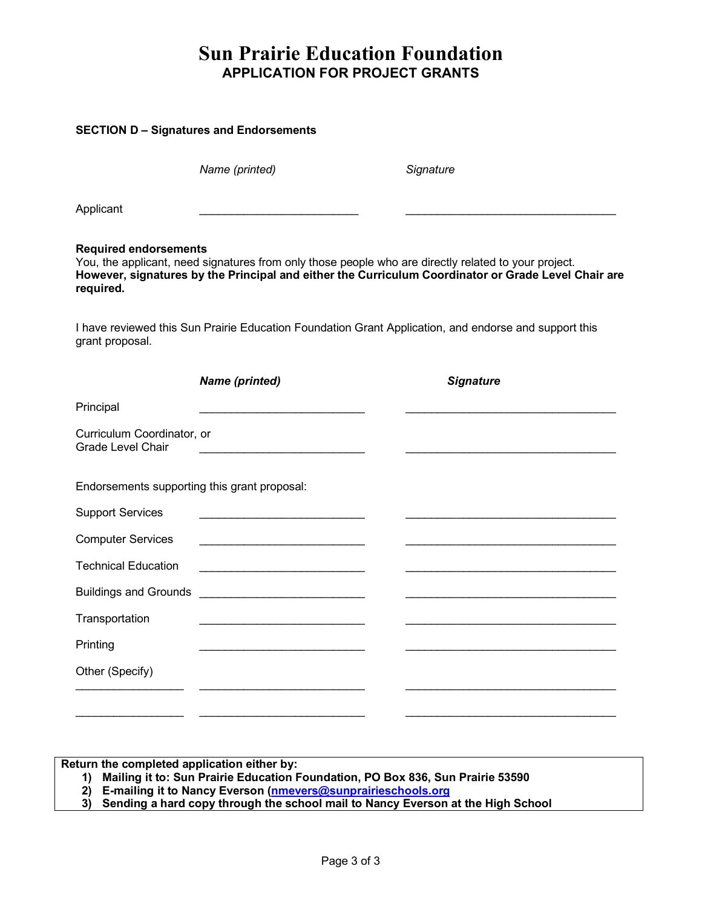# Sun Prairie Education Foundation

## APPLICATION FOR PROJECT GRANTS

**SECTION D – Signatures and Endorsements**

| | *Name (printed)* | *Signature* |
|---|---|---|
| Applicant | __________________________ | __________________________________ |

**Required endorsements**
You, the applicant, need signatures from only those people who are directly related to your project. **However, signatures by the Principal and either the Curriculum Coordinator or Grade Level Chair are required.**

I have reviewed this Sun Prairie Education Foundation Grant Application, and endorse and support this grant proposal.

| | ***Name (printed)*** | ***Signature*** |
|---|---|---|
| Principal | __________________________ | __________________________________ |
| Curriculum Coordinator, or Grade Level Chair | __________________________ | __________________________________ |

Endorsements supporting this grant proposal:

| | | |
|---|---|---|
| Support Services | __________________________ | __________________________________ |
| Computer Services | __________________________ | __________________________________ |
| Technical Education | __________________________ | __________________________________ |
| Buildings and Grounds | __________________________ | __________________________________ |
| Transportation | __________________________ | __________________________________ |
| Printing | __________________________ | __________________________________ |
| Other (Specify) | | |
| _________________ | __________________________ | __________________________________ |
| _________________ | __________________________ | __________________________________ |

**Return the completed application either by:**

1) **Mailing it to: Sun Prairie Education Foundation, PO Box 836, Sun Prairie 53590**
2) **E-mailing it to Nancy Everson (nmevers@sunprairieschools.org**
3) **Sending a hard copy through the school mail to Nancy Everson at the High School**